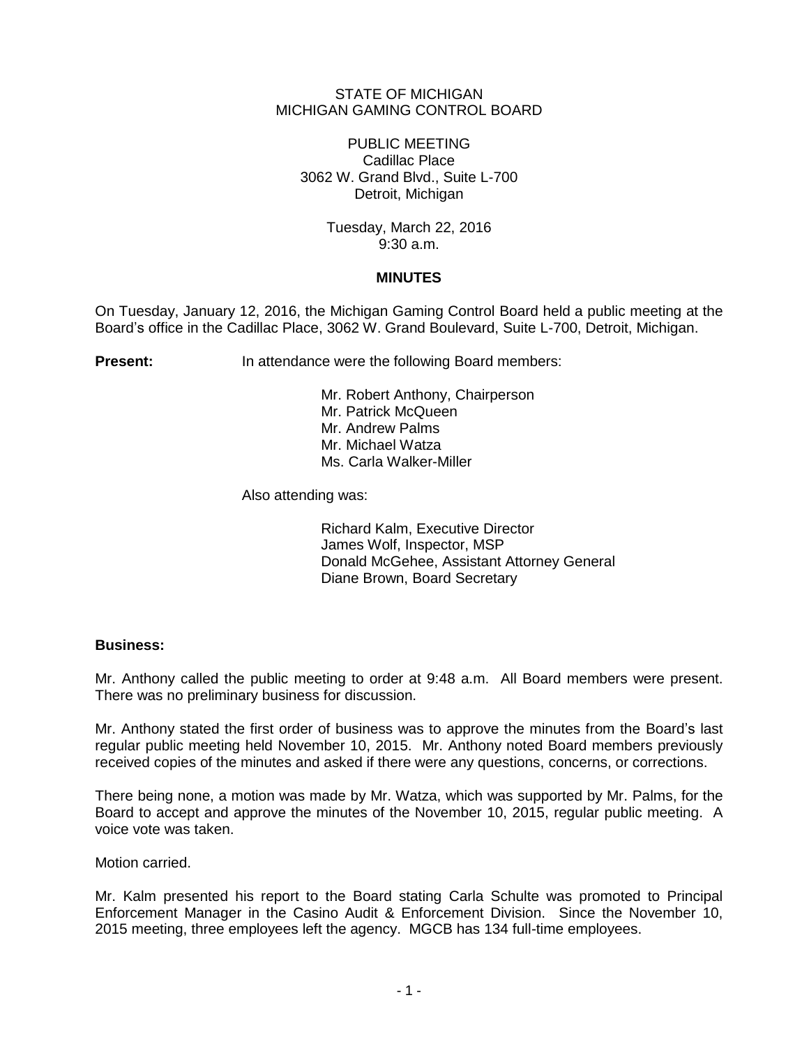STATE OF MICHIGAN
MICHIGAN GAMING CONTROL BOARD

PUBLIC MEETING
Cadillac Place
3062 W. Grand Blvd., Suite L-700
Detroit, Michigan

Tuesday, March 22, 2016
9:30 a.m.

**MINUTES**

On Tuesday, January 12, 2016, the Michigan Gaming Control Board held a public meeting at the Board's office in the Cadillac Place, 3062 W. Grand Boulevard, Suite L-700, Detroit, Michigan.

**Present:** In attendance were the following Board members:

Mr. Robert Anthony, Chairperson
Mr. Patrick McQueen
Mr. Andrew Palms
Mr. Michael Watza
Ms. Carla Walker-Miller

Also attending was:

Richard Kalm, Executive Director
James Wolf, Inspector, MSP
Donald McGehee, Assistant Attorney General
Diane Brown, Board Secretary

**Business:**

Mr. Anthony called the public meeting to order at 9:48 a.m. All Board members were present. There was no preliminary business for discussion.

Mr. Anthony stated the first order of business was to approve the minutes from the Board's last regular public meeting held November 10, 2015. Mr. Anthony noted Board members previously received copies of the minutes and asked if there were any questions, concerns, or corrections.

There being none, a motion was made by Mr. Watza, which was supported by Mr. Palms, for the Board to accept and approve the minutes of the November 10, 2015, regular public meeting. A voice vote was taken.

Motion carried.

Mr. Kalm presented his report to the Board stating Carla Schulte was promoted to Principal Enforcement Manager in the Casino Audit & Enforcement Division. Since the November 10, 2015 meeting, three employees left the agency. MGCB has 134 full-time employees.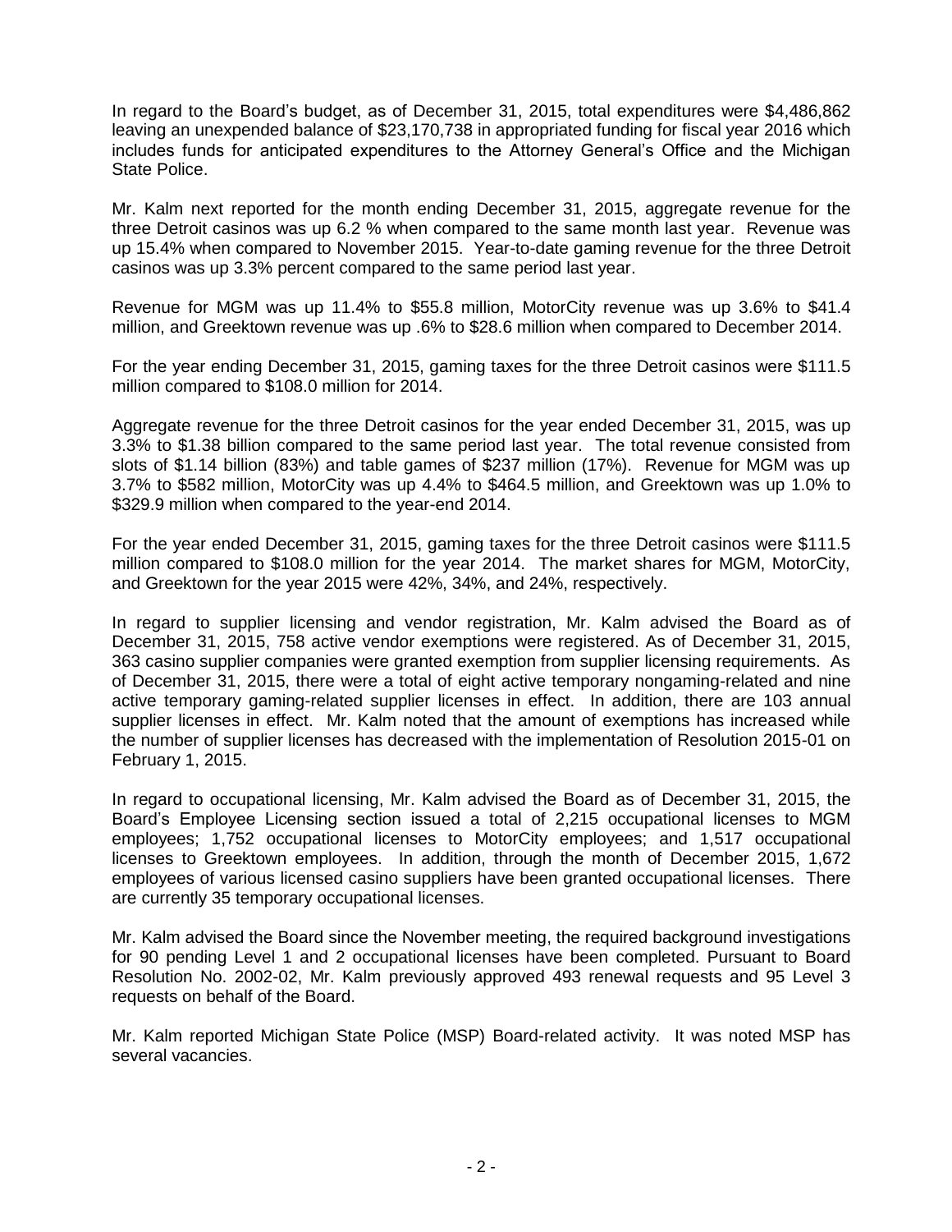In regard to the Board's budget, as of December 31, 2015, total expenditures were $4,486,862 leaving an unexpended balance of $23,170,738 in appropriated funding for fiscal year 2016 which includes funds for anticipated expenditures to the Attorney General's Office and the Michigan State Police.

Mr. Kalm next reported for the month ending December 31, 2015, aggregate revenue for the three Detroit casinos was up 6.2 % when compared to the same month last year. Revenue was up 15.4% when compared to November 2015. Year-to-date gaming revenue for the three Detroit casinos was up 3.3% percent compared to the same period last year.

Revenue for MGM was up 11.4% to $55.8 million, MotorCity revenue was up 3.6% to $41.4 million, and Greektown revenue was up .6% to $28.6 million when compared to December 2014.

For the year ending December 31, 2015, gaming taxes for the three Detroit casinos were $111.5 million compared to $108.0 million for 2014.

Aggregate revenue for the three Detroit casinos for the year ended December 31, 2015, was up 3.3% to $1.38 billion compared to the same period last year. The total revenue consisted from slots of $1.14 billion (83%) and table games of $237 million (17%). Revenue for MGM was up 3.7% to $582 million, MotorCity was up 4.4% to $464.5 million, and Greektown was up 1.0% to $329.9 million when compared to the year-end 2014.

For the year ended December 31, 2015, gaming taxes for the three Detroit casinos were $111.5 million compared to $108.0 million for the year 2014. The market shares for MGM, MotorCity, and Greektown for the year 2015 were 42%, 34%, and 24%, respectively.

In regard to supplier licensing and vendor registration, Mr. Kalm advised the Board as of December 31, 2015, 758 active vendor exemptions were registered. As of December 31, 2015, 363 casino supplier companies were granted exemption from supplier licensing requirements. As of December 31, 2015, there were a total of eight active temporary nongaming-related and nine active temporary gaming-related supplier licenses in effect. In addition, there are 103 annual supplier licenses in effect. Mr. Kalm noted that the amount of exemptions has increased while the number of supplier licenses has decreased with the implementation of Resolution 2015-01 on February 1, 2015.

In regard to occupational licensing, Mr. Kalm advised the Board as of December 31, 2015, the Board's Employee Licensing section issued a total of 2,215 occupational licenses to MGM employees; 1,752 occupational licenses to MotorCity employees; and 1,517 occupational licenses to Greektown employees. In addition, through the month of December 2015, 1,672 employees of various licensed casino suppliers have been granted occupational licenses. There are currently 35 temporary occupational licenses.

Mr. Kalm advised the Board since the November meeting, the required background investigations for 90 pending Level 1 and 2 occupational licenses have been completed. Pursuant to Board Resolution No. 2002-02, Mr. Kalm previously approved 493 renewal requests and 95 Level 3 requests on behalf of the Board.

Mr. Kalm reported Michigan State Police (MSP) Board-related activity. It was noted MSP has several vacancies.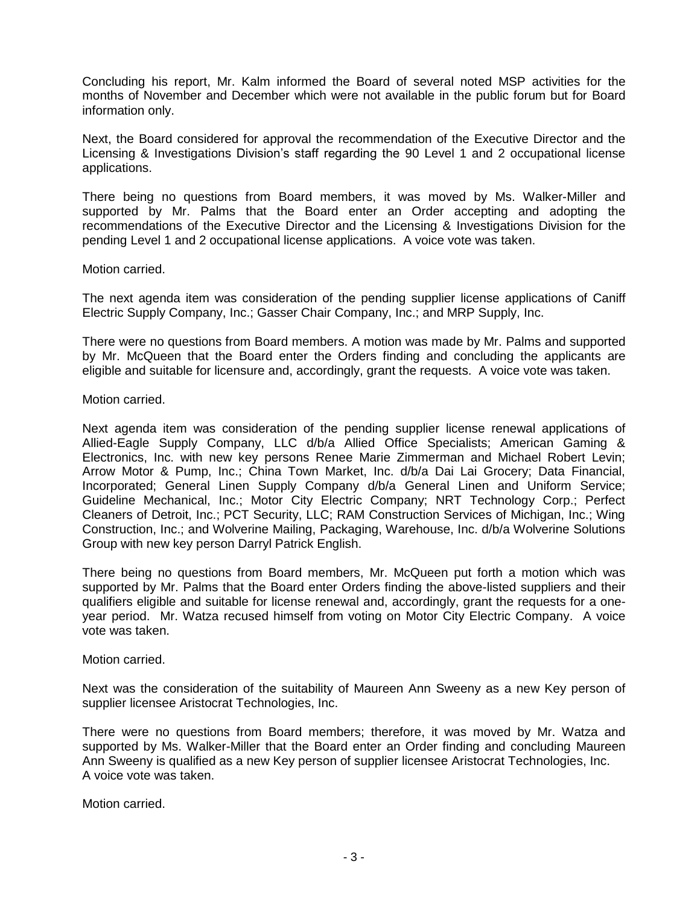Concluding his report, Mr. Kalm informed the Board of several noted MSP activities for the months of November and December which were not available in the public forum but for Board information only.

Next, the Board considered for approval the recommendation of the Executive Director and the Licensing & Investigations Division's staff regarding the 90 Level 1 and 2 occupational license applications.

There being no questions from Board members, it was moved by Ms. Walker-Miller and supported by Mr. Palms that the Board enter an Order accepting and adopting the recommendations of the Executive Director and the Licensing & Investigations Division for the pending Level 1 and 2 occupational license applications. A voice vote was taken.

Motion carried.

The next agenda item was consideration of the pending supplier license applications of Caniff Electric Supply Company, Inc.; Gasser Chair Company, Inc.; and MRP Supply, Inc.

There were no questions from Board members. A motion was made by Mr. Palms and supported by Mr. McQueen that the Board enter the Orders finding and concluding the applicants are eligible and suitable for licensure and, accordingly, grant the requests. A voice vote was taken.

Motion carried.

Next agenda item was consideration of the pending supplier license renewal applications of Allied-Eagle Supply Company, LLC d/b/a Allied Office Specialists; American Gaming & Electronics, Inc. with new key persons Renee Marie Zimmerman and Michael Robert Levin; Arrow Motor & Pump, Inc.; China Town Market, Inc. d/b/a Dai Lai Grocery; Data Financial, Incorporated; General Linen Supply Company d/b/a General Linen and Uniform Service; Guideline Mechanical, Inc.; Motor City Electric Company; NRT Technology Corp.; Perfect Cleaners of Detroit, Inc.; PCT Security, LLC; RAM Construction Services of Michigan, Inc.; Wing Construction, Inc.; and Wolverine Mailing, Packaging, Warehouse, Inc. d/b/a Wolverine Solutions Group with new key person Darryl Patrick English.

There being no questions from Board members, Mr. McQueen put forth a motion which was supported by Mr. Palms that the Board enter Orders finding the above-listed suppliers and their qualifiers eligible and suitable for license renewal and, accordingly, grant the requests for a one-year period. Mr. Watza recused himself from voting on Motor City Electric Company. A voice vote was taken.

Motion carried.

Next was the consideration of the suitability of Maureen Ann Sweeny as a new Key person of supplier licensee Aristocrat Technologies, Inc.

There were no questions from Board members; therefore, it was moved by Mr. Watza and supported by Ms. Walker-Miller that the Board enter an Order finding and concluding Maureen Ann Sweeny is qualified as a new Key person of supplier licensee Aristocrat Technologies, Inc. A voice vote was taken.

Motion carried.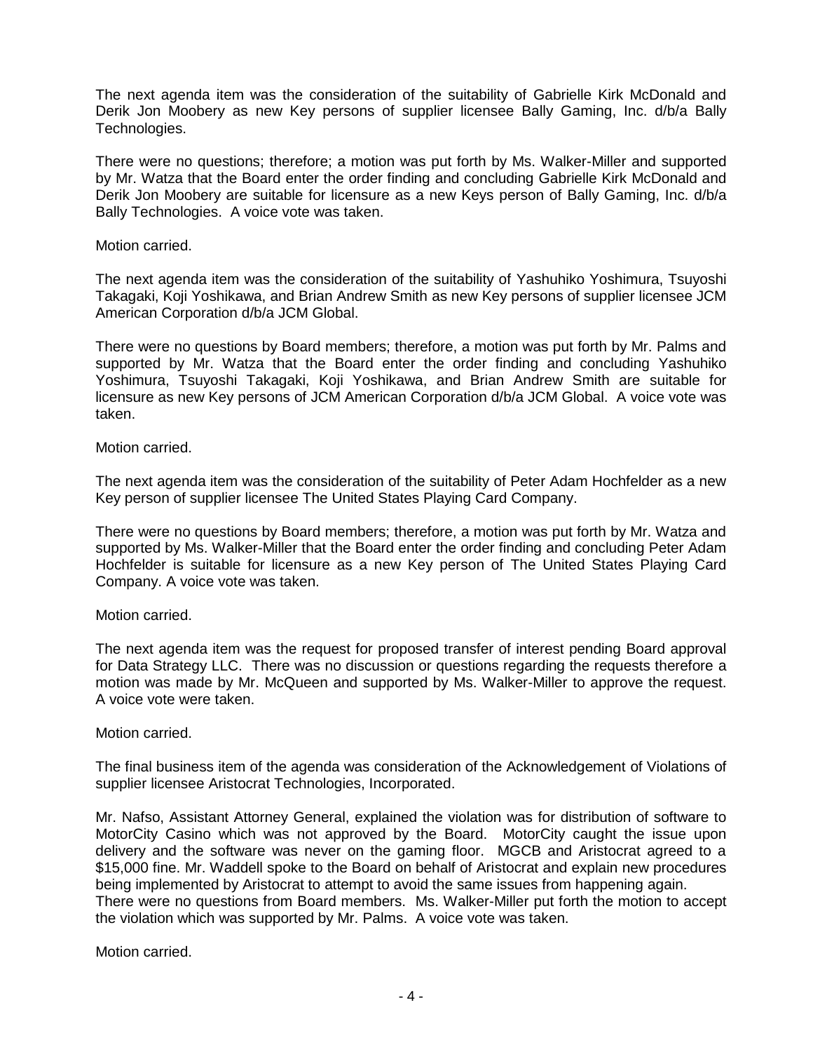The next agenda item was the consideration of the suitability of Gabrielle Kirk McDonald and Derik Jon Moobery as new Key persons of supplier licensee Bally Gaming, Inc. d/b/a Bally Technologies.

There were no questions; therefore; a motion was put forth by Ms. Walker-Miller and supported by Mr. Watza that the Board enter the order finding and concluding Gabrielle Kirk McDonald and Derik Jon Moobery are suitable for licensure as a new Keys person of Bally Gaming, Inc. d/b/a Bally Technologies. A voice vote was taken.

Motion carried.

The next agenda item was the consideration of the suitability of Yashuhiko Yoshimura, Tsuyoshi Takagaki, Koji Yoshikawa, and Brian Andrew Smith as new Key persons of supplier licensee JCM American Corporation d/b/a JCM Global.

There were no questions by Board members; therefore, a motion was put forth by Mr. Palms and supported by Mr. Watza that the Board enter the order finding and concluding Yashuhiko Yoshimura, Tsuyoshi Takagaki, Koji Yoshikawa, and Brian Andrew Smith are suitable for licensure as new Key persons of JCM American Corporation d/b/a JCM Global. A voice vote was taken.

Motion carried.

The next agenda item was the consideration of the suitability of Peter Adam Hochfelder as a new Key person of supplier licensee The United States Playing Card Company.

There were no questions by Board members; therefore, a motion was put forth by Mr. Watza and supported by Ms. Walker-Miller that the Board enter the order finding and concluding Peter Adam Hochfelder is suitable for licensure as a new Key person of The United States Playing Card Company. A voice vote was taken.

Motion carried.

The next agenda item was the request for proposed transfer of interest pending Board approval for Data Strategy LLC. There was no discussion or questions regarding the requests therefore a motion was made by Mr. McQueen and supported by Ms. Walker-Miller to approve the request. A voice vote were taken.

Motion carried.

The final business item of the agenda was consideration of the Acknowledgement of Violations of supplier licensee Aristocrat Technologies, Incorporated.

Mr. Nafso, Assistant Attorney General, explained the violation was for distribution of software to MotorCity Casino which was not approved by the Board. MotorCity caught the issue upon delivery and the software was never on the gaming floor. MGCB and Aristocrat agreed to a $15,000 fine. Mr. Waddell spoke to the Board on behalf of Aristocrat and explain new procedures being implemented by Aristocrat to attempt to avoid the same issues from happening again. There were no questions from Board members. Ms. Walker-Miller put forth the motion to accept the violation which was supported by Mr. Palms. A voice vote was taken.

Motion carried.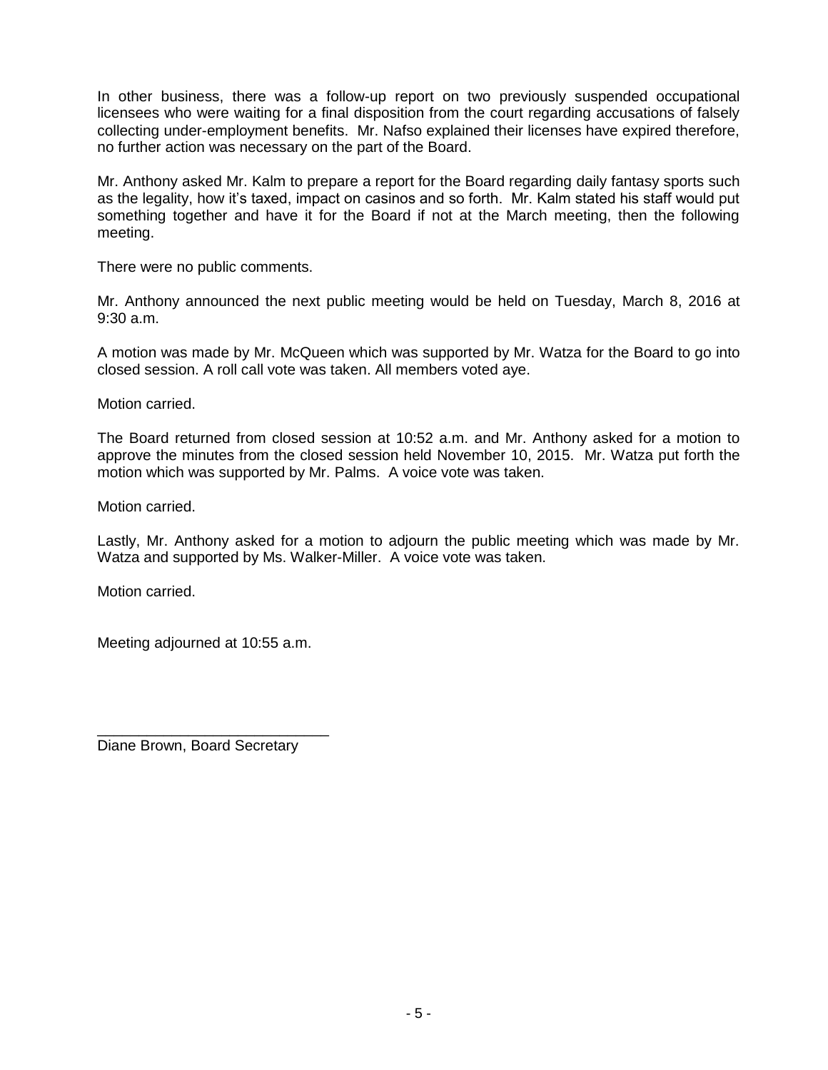In other business, there was a follow-up report on two previously suspended occupational licensees who were waiting for a final disposition from the court regarding accusations of falsely collecting under-employment benefits. Mr. Nafso explained their licenses have expired therefore, no further action was necessary on the part of the Board.

Mr. Anthony asked Mr. Kalm to prepare a report for the Board regarding daily fantasy sports such as the legality, how it's taxed, impact on casinos and so forth. Mr. Kalm stated his staff would put something together and have it for the Board if not at the March meeting, then the following meeting.

There were no public comments.

Mr. Anthony announced the next public meeting would be held on Tuesday, March 8, 2016 at 9:30 a.m.

A motion was made by Mr. McQueen which was supported by Mr. Watza for the Board to go into closed session. A roll call vote was taken. All members voted aye.

Motion carried.

The Board returned from closed session at 10:52 a.m. and Mr. Anthony asked for a motion to approve the minutes from the closed session held November 10, 2015. Mr. Watza put forth the motion which was supported by Mr. Palms. A voice vote was taken.

Motion carried.

Lastly, Mr. Anthony asked for a motion to adjourn the public meeting which was made by Mr. Watza and supported by Ms. Walker-Miller. A voice vote was taken.

Motion carried.

Meeting adjourned at 10:55 a.m.

\_\_\_\_\_\_\_\_\_\_\_\_\_\_\_\_\_\_\_\_\_\_\_\_\_\_\_\_

Diane Brown, Board Secretary